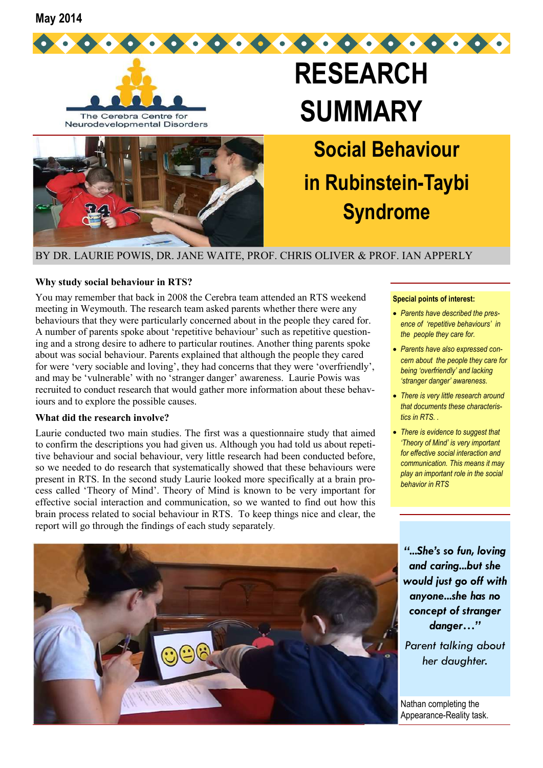May 2014

The Cerebra Centre for Neurodevelopmental Disorders

# RESEARCH SUMMARY

## Social Behaviour in Rubinstein-Taybi Syndrome

BY DR. LAURIE POWIS, DR. JANE WAITE, PROF. CHRIS OLIVER & PROF. IAN APPERLY

### Why study social behaviour in RTS?

You may remember that back in 2008 the Cerebra team attended an RTS weekend meeting in Weymouth. The research team asked parents whether there were any behaviours that they were particularly concerned about in the people they cared for. A number of parents spoke about 'repetitive behaviour' such as repetitive questioning and a strong desire to adhere to particular routines. Another thing parents spoke about was social behaviour. Parents explained that although the people they cared for were 'very sociable and loving', they had concerns that they were 'overfriendly', and may be 'vulnerable' with no 'stranger danger' awareness. Laurie Powis was recruited to conduct research that would gather more information about these behaviours and to explore the possible causes.

### What did the research involve?

Laurie conducted two main studies. The first was a questionnaire study that aimed to confirm the descriptions you had given us. Although you had told us about repetitive behaviour and social behaviour, very little research had been conducted before, so we needed to do research that systematically showed that these behaviours were present in RTS. In the second study Laurie looked more specifically at a brain process called 'Theory of Mind'. Theory of Mind is known to be very important for effective social interaction and communication, so we wanted to find out how this brain process related to social behaviour in RTS. To keep things nice and clear, the report will go through the findings of each study separately.

**Special points of interest:**

- *Parents have described the presence of 'repetitive behaviours' in the people they care for.*
- *Parents have also expressed concern about the people they care for being 'overfriendly' and lacking 'stranger danger' awareness.*
- *There is very little research around that documents these characteristics in RTS. .*
- *There is evidence to suggest that 'Theory of Mind' is very important for effective social interaction and communication. This means it may play an important role in the social behavior in RTS*

***"...She's so fun, loving and caring...but she would just go off with anyone...she has no concept of stranger danger..."***

*Parent talking about her daughter.*

Nathan completing the Appearance-Reality task.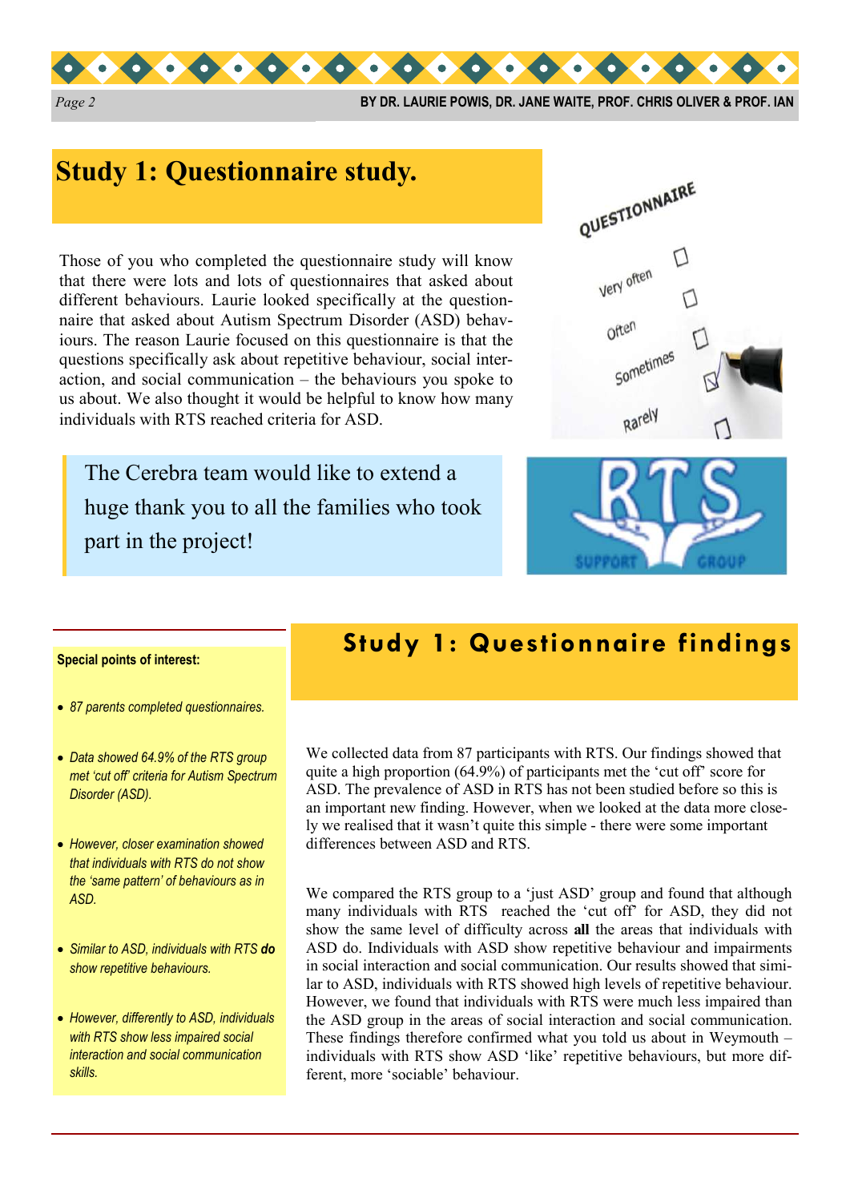## Study 1: Questionnaire study.

Those of you who completed the questionnaire study will know that there were lots and lots of questionnaires that asked about different behaviours. Laurie looked specifically at the questionnaire that asked about Autism Spectrum Disorder (ASD) behaviours. The reason Laurie focused on this questionnaire is that the questions specifically ask about repetitive behaviour, social interaction, and social communication – the behaviours you spoke to us about. We also thought it would be helpful to know how many individuals with RTS reached criteria for ASD.

> The Cerebra team would like to extend a huge thank you to all the families who took part in the project!

**Special points of interest:**

- *87 parents completed questionnaires.*
- *Data showed 64.9% of the RTS group met 'cut off' criteria for Autism Spectrum Disorder (ASD).*
- *However, closer examination showed that individuals with RTS do not show the 'same pattern' of behaviours as in ASD.*
- *Similar to ASD, individuals with RTS **do** show repetitive behaviours.*
- *However, differently to ASD, individuals with RTS show less impaired social interaction and social communication skills.*

## Study 1: Questionnaire findings

We collected data from 87 participants with RTS. Our findings showed that quite a high proportion (64.9%) of participants met the 'cut off' score for ASD. The prevalence of ASD in RTS has not been studied before so this is an important new finding. However, when we looked at the data more closely we realised that it wasn't quite this simple - there were some important differences between ASD and RTS.

We compared the RTS group to a 'just ASD' group and found that although many individuals with RTS reached the 'cut off' for ASD, they did not show the same level of difficulty across **all** the areas that individuals with ASD do. Individuals with ASD show repetitive behaviour and impairments in social interaction and social communication. Our results showed that similar to ASD, individuals with RTS showed high levels of repetitive behaviour. However, we found that individuals with RTS were much less impaired than the ASD group in the areas of social interaction and social communication. These findings therefore confirmed what you told us about in Weymouth – individuals with RTS show ASD 'like' repetitive behaviours, but more different, more 'sociable' behaviour.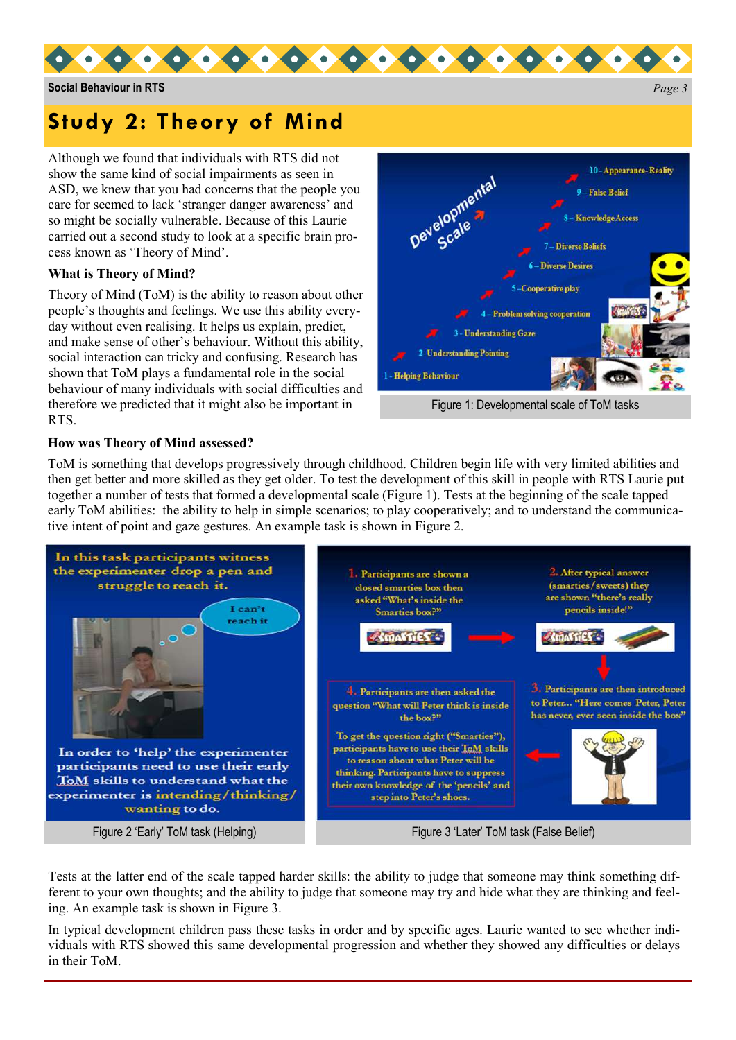## Study 2: Theory of Mind

Although we found that individuals with RTS did not show the same kind of social impairments as seen in ASD, we knew that you had concerns that the people you care for seemed to lack 'stranger danger awareness' and so might be socially vulnerable. Because of this Laurie carried out a second study to look at a specific brain process known as 'Theory of Mind'.

### What is Theory of Mind?

Theory of Mind (ToM) is the ability to reason about other people's thoughts and feelings. We use this ability everyday without even realising. It helps us explain, predict, and make sense of other's behaviour. Without this ability, social interaction can tricky and confusing. Research has shown that ToM plays a fundamental role in the social behaviour of many individuals with social difficulties and therefore we predicted that it might also be important in RTS.

Developmental Scale

1 - Helping Behaviour
2 - Understanding Pointing
3 - Understanding Gaze
4 – Problem solving cooperation
5 –Cooperative play
6 – Diverse Desires
7 – Diverse Beliefs
8 – Knowledge Access
9 – False Belief
10 - Appearance-Reality

Figure 1: Developmental scale of ToM tasks

### How was Theory of Mind assessed?

ToM is something that develops progressively through childhood. Children begin life with very limited abilities and then get better and more skilled as they get older. To test the development of this skill in people with RTS Laurie put together a number of tests that formed a developmental scale (Figure 1). Tests at the beginning of the scale tapped early ToM abilities: the ability to help in simple scenarios; to play cooperatively; and to understand the communicative intent of point and gaze gestures. An example task is shown in Figure 2.

In this task participants witness the experimenter drop a pen and struggle to reach it.

I can't reach it

In order to 'help' the experimenter participants need to use their early ToM skills to understand what the experimenter is intending/thinking/wanting to do.

Figure 2 'Early' ToM task (Helping)

1. Participants are shown a closed smarties box then asked "What's inside the Smarties box?"

2. After typical answer (smarties/sweets) they are shown "there's really pencils inside!"

3. Participants are then introduced to Peter... "Here comes Peter, Peter has never, ever seen inside the box"

4. Participants are then asked the question "What will Peter think is inside the box?"

To get the question right ("Smarties"), participants have to use their ToM skills to reason about what Peter will be thinking. Participants have to suppress their own knowledge of the 'pencils' and step into Peter's shoes.

Figure 3 'Later' ToM task (False Belief)

Tests at the latter end of the scale tapped harder skills: the ability to judge that someone may think something different to your own thoughts; and the ability to judge that someone may try and hide what they are thinking and feeling. An example task is shown in Figure 3.

In typical development children pass these tasks in order and by specific ages. Laurie wanted to see whether individuals with RTS showed this same developmental progression and whether they showed any difficulties or delays in their ToM.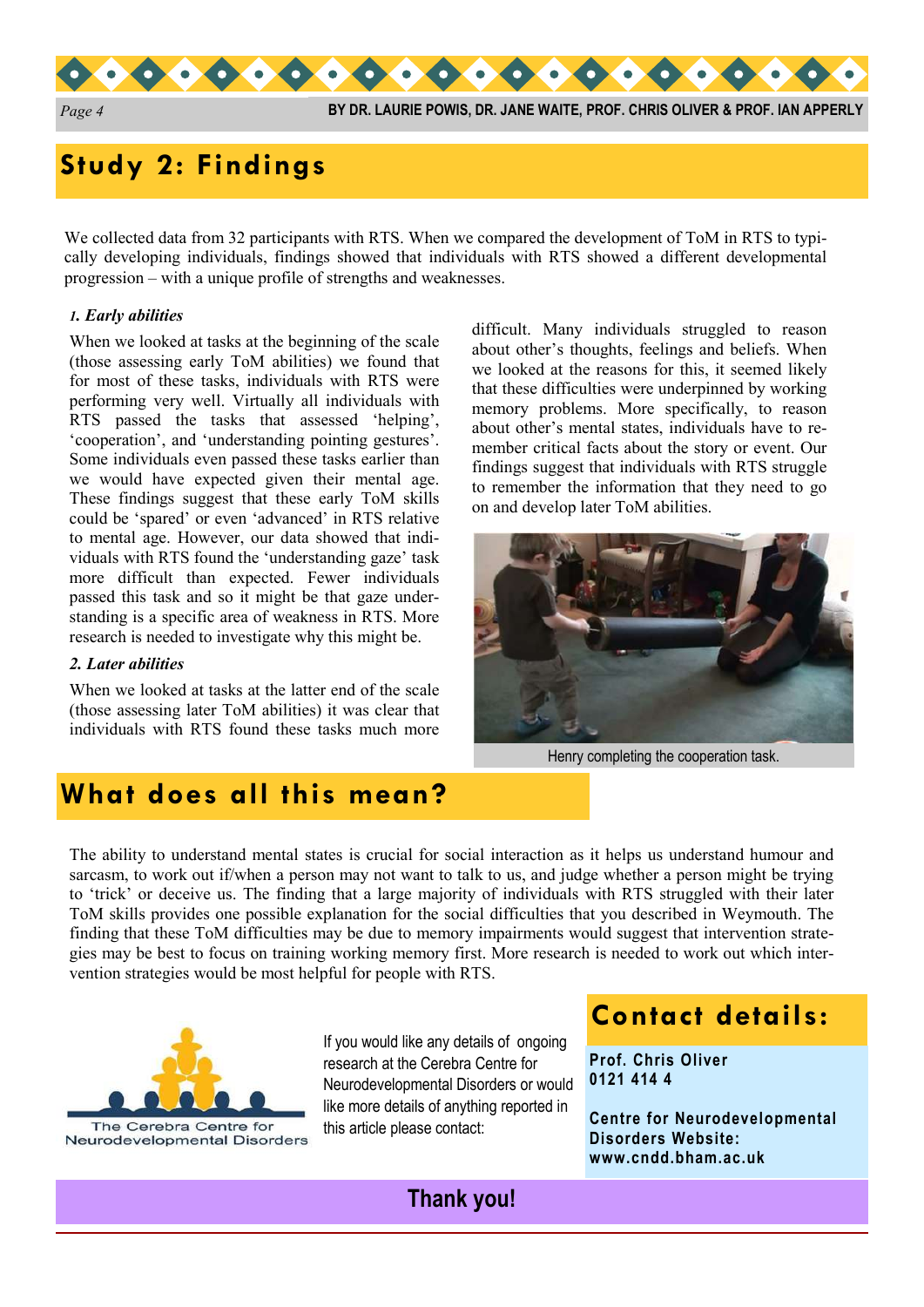BY DR. LAURIE POWIS, DR. JANE WAITE, PROF. CHRIS OLIVER & PROF. IAN APPERLY

## Study 2: Findings

We collected data from 32 participants with RTS. When we compared the development of ToM in RTS to typically developing individuals, findings showed that individuals with RTS showed a different developmental progression – with a unique profile of strengths and weaknesses.

### *1. Early abilities*

When we looked at tasks at the beginning of the scale (those assessing early ToM abilities) we found that for most of these tasks, individuals with RTS were performing very well. Virtually all individuals with RTS passed the tasks that assessed 'helping', 'cooperation', and 'understanding pointing gestures'. Some individuals even passed these tasks earlier than we would have expected given their mental age. These findings suggest that these early ToM skills could be 'spared' or even 'advanced' in RTS relative to mental age. However, our data showed that individuals with RTS found the 'understanding gaze' task more difficult than expected. Fewer individuals passed this task and so it might be that gaze understanding is a specific area of weakness in RTS. More research is needed to investigate why this might be.

### *2. Later abilities*

When we looked at tasks at the latter end of the scale (those assessing later ToM abilities) it was clear that individuals with RTS found these tasks much more difficult. Many individuals struggled to reason about other's thoughts, feelings and beliefs. When we looked at the reasons for this, it seemed likely that these difficulties were underpinned by working memory problems. More specifically, to reason about other's mental states, individuals have to remember critical facts about the story or event. Our findings suggest that individuals with RTS struggle to remember the information that they need to go on and develop later ToM abilities.

Henry completing the cooperation task.

## What does all this mean?

The ability to understand mental states is crucial for social interaction as it helps us understand humour and sarcasm, to work out if/when a person may not want to talk to us, and judge whether a person might be trying to 'trick' or deceive us. The finding that a large majority of individuals with RTS struggled with their later ToM skills provides one possible explanation for the social difficulties that you described in Weymouth. The finding that these ToM difficulties may be due to memory impairments would suggest that intervention strategies may be best to focus on training working memory first. More research is needed to work out which intervention strategies would be most helpful for people with RTS.

The Cerebra Centre for Neurodevelopmental Disorders

If you would like any details of ongoing research at the Cerebra Centre for Neurodevelopmental Disorders or would like more details of anything reported in this article please contact:

## Contact details:

**Prof. Chris Oliver**
**0121 414 4**

**Centre for Neurodevelopmental Disorders Website:**
**www.cndd.bham.ac.uk**

**Thank you!**